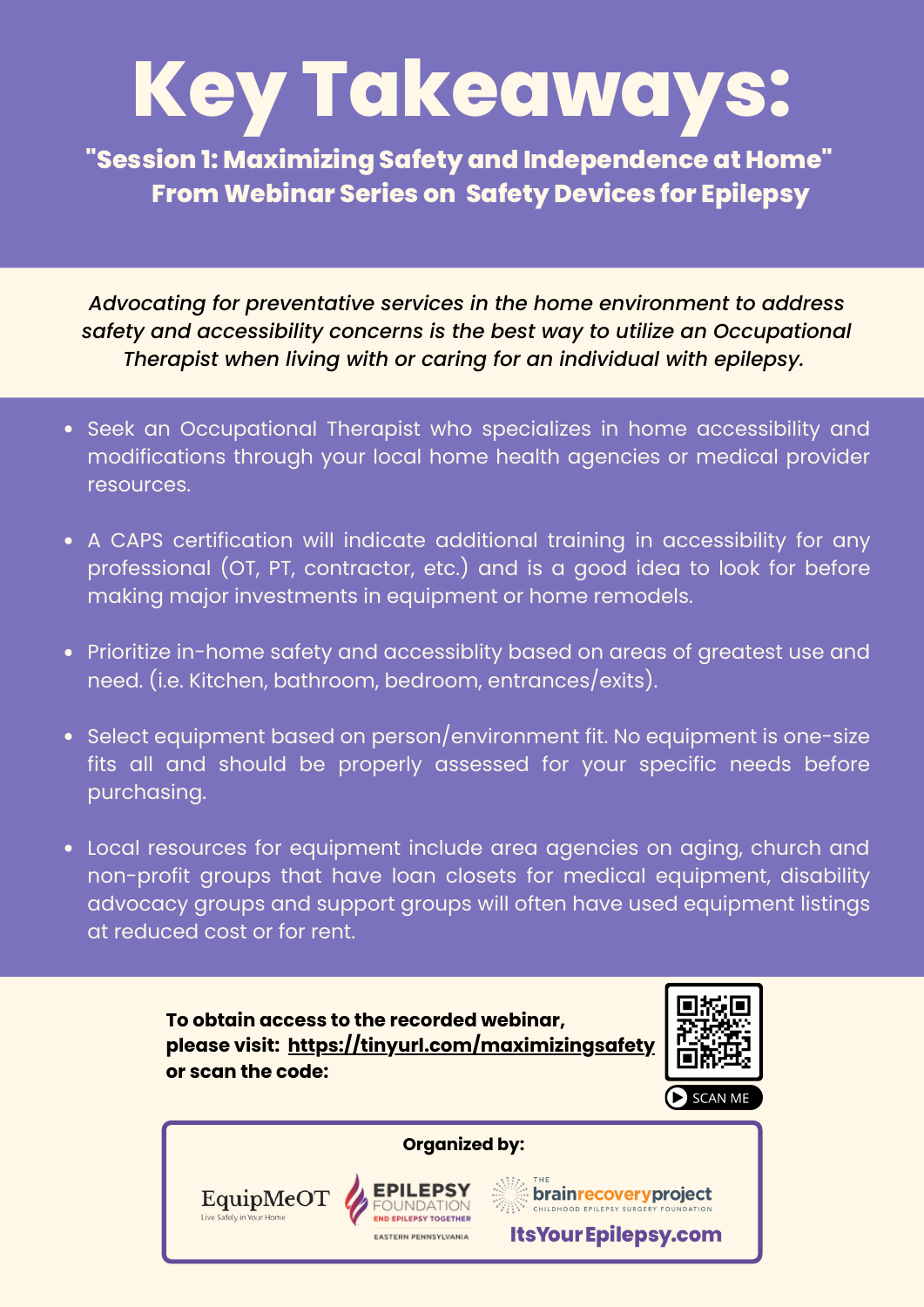# Key Takeaways:

## "Session 1: Maximizing Safety and Independence at Home" From Webinar Series on Safety Devices for Epilepsy

*Advocating for preventative services in the home environment to address safety and accessibility concerns is the best way to utilize an Occupational Therapist when living with or caring for an individual with epilepsy.*

- Seek an Occupational Therapist who specializes in home accessibility and modifications through your local home health agencies or medical provider resources.
- A CAPS certification will indicate additional training in accessibility for any professional (OT, PT, contractor, etc.) and is a good idea to look for before making major investments in equipment or home remodels.
- Prioritize in-home safety and accessiblity based on areas of greatest use and need. (i.e. Kitchen, bathroom, bedroom, entrances/exits).
- Select equipment based on person/environment fit. No equipment is one-size fits all and should be properly assessed for your specific needs before purchasing.
- Local resources for equipment include area agencies on aging, church and non-profit groups that have loan closets for medical equipment, disability advocacy groups and support groups will often have used equipment listings at reduced cost or for rent.

**To obtain access to the recorded webinar, please visit: https://tinyurl.com/maximizingsafety or scan the code:**

SCAN ME

**Organized by:**

EquipMeOT — Live Safely in Your Home

Epilepsy Foundation — End Epilepsy Together — Eastern Pennsylvania

The brainrecoveryproject — Childhood Epilepsy Surgery Foundation

ItsYourEpilepsy.com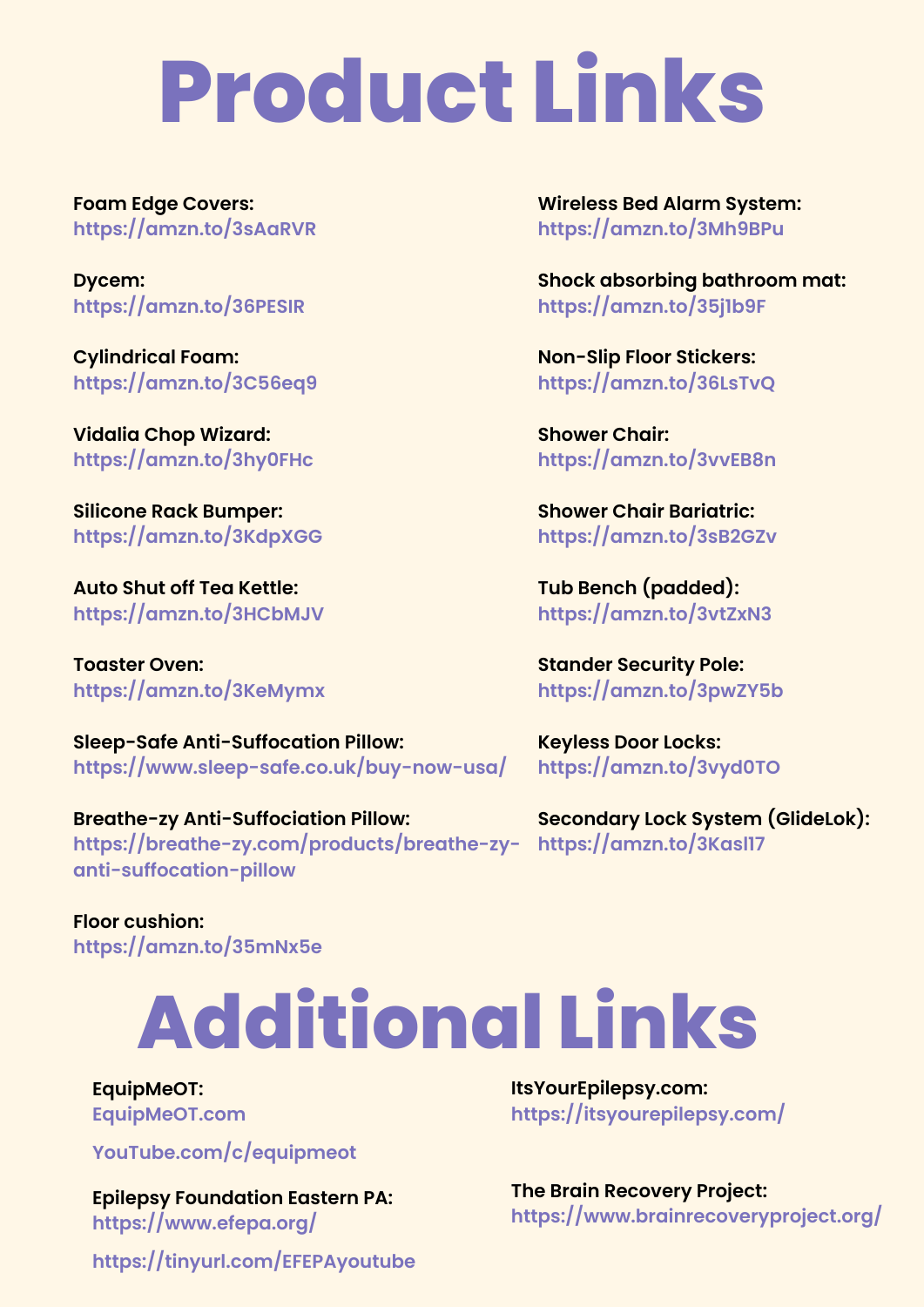# Product Links

**Foam Edge Covers:**
https://amzn.to/3sAaRVR

**Dycem:**
https://amzn.to/36PESIR

**Cylindrical Foam:**
https://amzn.to/3C56eq9

**Vidalia Chop Wizard:**
https://amzn.to/3hy0FHc

**Silicone Rack Bumper:**
https://amzn.to/3KdpXGG

**Auto Shut off Tea Kettle:**
https://amzn.to/3HCbMJV

**Toaster Oven:**
https://amzn.to/3KeMymx

**Sleep-Safe Anti-Suffocation Pillow:**
https://www.sleep-safe.co.uk/buy-now-usa/

**Breathe-zy Anti-Suffociation Pillow:**
https://breathe-zy.com/products/breathe-zy-anti-suffocation-pillow

**Floor cushion:**
https://amzn.to/35mNx5e

**Wireless Bed Alarm System:**
https://amzn.to/3Mh9BPu

**Shock absorbing bathroom mat:**
https://amzn.to/35j1b9F

**Non-Slip Floor Stickers:**
https://amzn.to/36LsTvQ

**Shower Chair:**
https://amzn.to/3vvEB8n

**Shower Chair Bariatric:**
https://amzn.to/3sB2GZv

**Tub Bench (padded):**
https://amzn.to/3vtZxN3

**Stander Security Pole:**
https://amzn.to/3pwZY5b

**Keyless Door Locks:**
https://amzn.to/3vyd0TO

**Secondary Lock System (GlideLok):**
https://amzn.to/3KasI17

# Additional Links

**EquipMeOT:**
EquipMeOT.com

YouTube.com/c/equipmeot

**Epilepsy Foundation Eastern PA:**
https://www.efepa.org/

https://tinyurl.com/EFEPAyoutube

**ItsYourEpilepsy.com:**
https://itsyourepilepsy.com/

**The Brain Recovery Project:**
https://www.brainrecoveryproject.org/